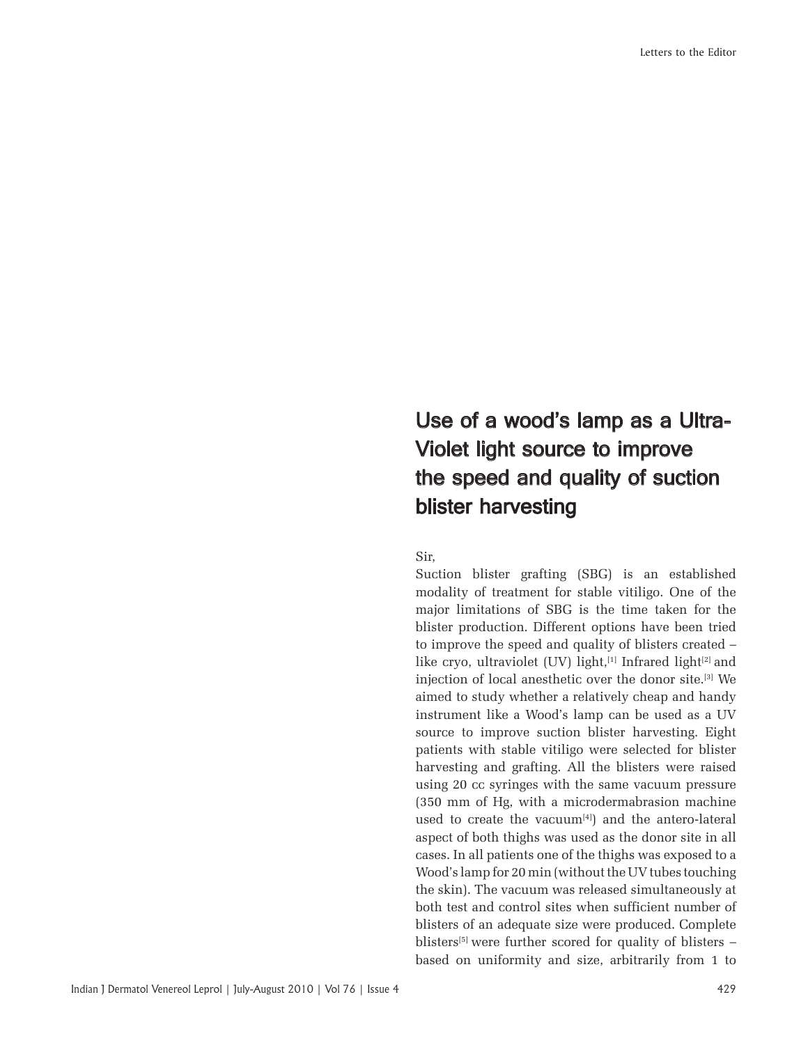# Use of a wood's lamp as a Ultra-Violet light source to improve the speed and quality of suction blister harvesting

Sir,

Suction blister grafting (SBG) is an established modality of treatment for stable vitiligo. One of the major limitations of SBG is the time taken for the blister production. Different options have been tried to improve the speed and quality of blisters created – like cryo, ultraviolet (UV) light,[1] Infrared light[2] and injection of local anesthetic over the donor site.[3] We aimed to study whether a relatively cheap and handy instrument like a Wood's lamp can be used as a UV source to improve suction blister harvesting. Eight patients with stable vitiligo were selected for blister harvesting and grafting. All the blisters were raised using 20 cc syringes with the same vacuum pressure (350 mm of Hg, with a microdermabrasion machine used to create the vacuum[4]) and the antero-lateral aspect of both thighs was used as the donor site in all cases. In all patients one of the thighs was exposed to a Wood's lamp for 20 min (without the UV tubes touching the skin). The vacuum was released simultaneously at both test and control sites when sufficient number of blisters of an adequate size were produced. Complete blisters[5] were further scored for quality of blisters – based on uniformity and size, arbitrarily from 1 to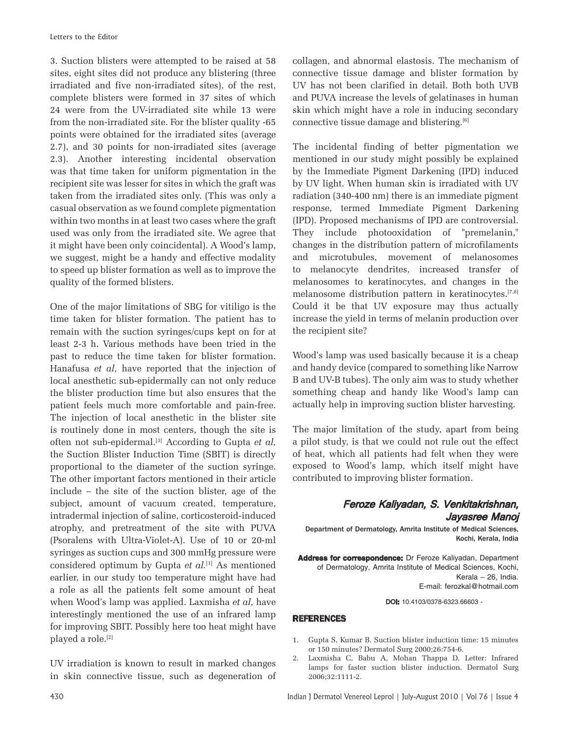3. Suction blisters were attempted to be raised at 58 sites, eight sites did not produce any blistering (three irradiated and five non-irradiated sites), of the rest, complete blisters were formed in 37 sites of which 24 were from the UV-irradiated site while 13 were from the non-irradiated site. For the blister quality -65 points were obtained for the irradiated sites (average 2.7), and 30 points for non-irradiated sites (average 2.3). Another interesting incidental observation was that time taken for uniform pigmentation in the recipient site was lesser for sites in which the graft was taken from the irradiated sites only. (This was only a casual observation as we found complete pigmentation within two months in at least two cases where the graft used was only from the irradiated site. We agree that it might have been only coincidental). A Wood's lamp, we suggest, might be a handy and effective modality to speed up blister formation as well as to improve the quality of the formed blisters.

One of the major limitations of SBG for vitiligo is the time taken for blister formation. The patient has to remain with the suction syringes/cups kept on for at least 2-3 h. Various methods have been tried in the past to reduce the time taken for blister formation. Hanafusa *et al*, have reported that the injection of local anesthetic sub-epidermally can not only reduce the blister production time but also ensures that the patient feels much more comfortable and pain-free. The injection of local anesthetic in the blister site is routinely done in most centers, though the site is often not sub-epidermal.[3] According to Gupta *et al,* the Suction Blister Induction Time (SBIT) is directly proportional to the diameter of the suction syringe. The other important factors mentioned in their article include – the site of the suction blister, age of the subject, amount of vacuum created, temperature, intradermal injection of saline, corticosteroid-induced atrophy, and pretreatment of the site with PUVA (Psoralens with Ultra-Violet-A). Use of 10 or 20-ml syringes as suction cups and 300 mmHg pressure were considered optimum by Gupta *et al.*[1] As mentioned earlier, in our study too temperature might have had a role as all the patients felt some amount of heat when Wood's lamp was applied. Laxmisha *et al*, have interestingly mentioned the use of an infrared lamp for improving SBIT. Possibly here too heat might have played a role.[2]

UV irradiation is known to result in marked changes in skin connective tissue, such as degeneration of collagen, and abnormal elastosis. The mechanism of connective tissue damage and blister formation by UV has not been clarified in detail. Both both UVB and PUVA increase the levels of gelatinases in human skin which might have a role in inducing secondary connective tissue damage and blistering.[6]

The incidental finding of better pigmentation we mentioned in our study might possibly be explained by the Immediate Pigment Darkening (IPD) induced by UV light. When human skin is irradiated with UV radiation (340-400 nm) there is an immediate pigment response, termed Immediate Pigment Darkening (IPD). Proposed mechanisms of IPD are controversial. They include photooxidation of "premelanin," changes in the distribution pattern of microfilaments and microtubules, movement of melanosomes to melanocyte dendrites, increased transfer of melanosomes to keratinocytes, and changes in the melanosome distribution pattern in keratinocytes.[7,8] Could it be that UV exposure may thus actually increase the yield in terms of melanin production over the recipient site?

Wood's lamp was used basically because it is a cheap and handy device (compared to something like Narrow B and UV-B tubes). The only aim was to study whether something cheap and handy like Wood's lamp can actually help in improving suction blister harvesting.

The major limitation of the study, apart from being a pilot study, is that we could not rule out the effect of heat, which all patients had felt when they were exposed to Wood's lamp, which itself might have contributed to improving blister formation.

***Feroze Kaliyadan, S. Venkitakrishnan, Jayasree Manoj***

Department of Dermatology, Amrita Institute of Medical Sciences, Kochi, Kerala, India

**Address for correspondence:** Dr Feroze Kaliyadan, Department of Dermatology, Amrita Institute of Medical Sciences, Kochi, Kerala – 26, India. E-mail: ferozkal@hotmail.com

**DOI:** 10.4103/0378-6323.66603 -

## REFERENCES

1. Gupta S, Kumar B. Suction blister induction time: 15 minutes or 150 minutes? Dermatol Surg 2000;26:754-6.
2. Laxmisha C, Babu A, Mohan Thappa D. Letter: Infrared lamps for faster suction blister induction. Dermatol Surg 2006;32:1111-2.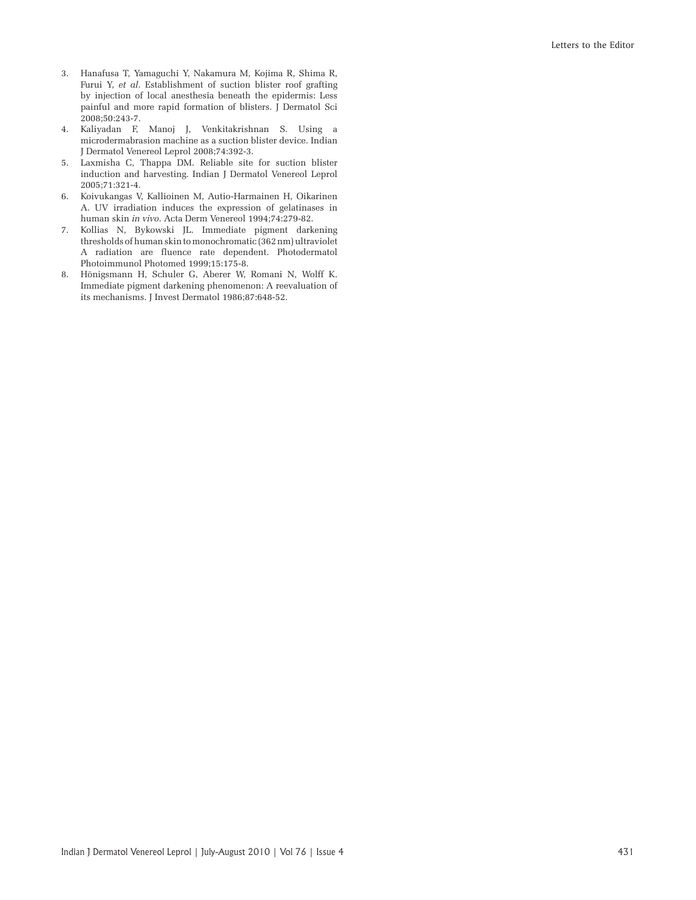3. Hanafusa T, Yamaguchi Y, Nakamura M, Kojima R, Shima R, Furui Y, *et al*. Establishment of suction blister roof grafting by injection of local anesthesia beneath the epidermis: Less painful and more rapid formation of blisters. J Dermatol Sci 2008;50:243-7.
4. Kaliyadan F, Manoj J, Venkitakrishnan S. Using a microdermabrasion machine as a suction blister device. Indian J Dermatol Venereol Leprol 2008;74:392-3.
5. Laxmisha C, Thappa DM. Reliable site for suction blister induction and harvesting. Indian J Dermatol Venereol Leprol 2005;71:321-4.
6. Koivukangas V, Kallioinen M, Autio-Harmainen H, Oikarinen A. UV irradiation induces the expression of gelatinases in human skin *in vivo*. Acta Derm Venereol 1994;74:279-82.
7. Kollias N, Bykowski JL. Immediate pigment darkening thresholds of human skin to monochromatic (362 nm) ultraviolet A radiation are fluence rate dependent. Photodermatol Photoimmunol Photomed 1999;15:175-8.
8. Hönigsmann H, Schuler G, Aberer W, Romani N, Wolff K. Immediate pigment darkening phenomenon: A reevaluation of its mechanisms. J Invest Dermatol 1986;87:648-52.